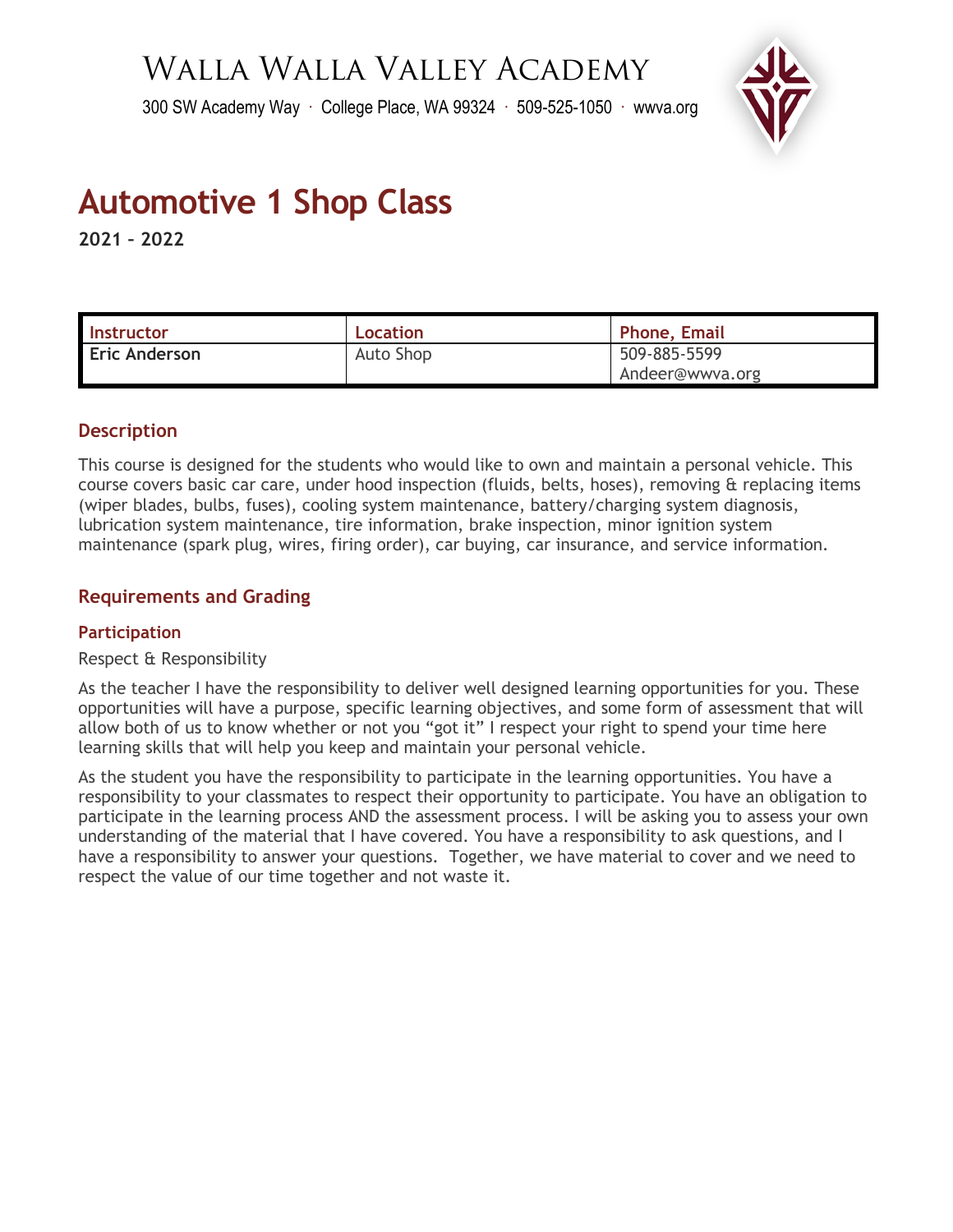# Walla Walla Valley Academy

300 SW Academy Way · College Place, WA 99324 · 509-525-1050 · wwva.org

# Automotive 1 Shop Class

**2021 – 2022**

| Instructor | Location | Phone, Email |
|---|---|---|
| **Eric Anderson** | Auto Shop | 509-885-5599<br>Andeer@wwva.org |

## Description

This course is designed for the students who would like to own and maintain a personal vehicle. This course covers basic car care, under hood inspection (fluids, belts, hoses), removing & replacing items (wiper blades, bulbs, fuses), cooling system maintenance, battery/charging system diagnosis, lubrication system maintenance, tire information, brake inspection, minor ignition system maintenance (spark plug, wires, firing order), car buying, car insurance, and service information.

## Requirements and Grading

### Participation

Respect & Responsibility

As the teacher I have the responsibility to deliver well designed learning opportunities for you. These opportunities will have a purpose, specific learning objectives, and some form of assessment that will allow both of us to know whether or not you "got it" I respect your right to spend your time here learning skills that will help you keep and maintain your personal vehicle.

As the student you have the responsibility to participate in the learning opportunities. You have a responsibility to your classmates to respect their opportunity to participate. You have an obligation to participate in the learning process AND the assessment process. I will be asking you to assess your own understanding of the material that I have covered. You have a responsibility to ask questions, and I have a responsibility to answer your questions. Together, we have material to cover and we need to respect the value of our time together and not waste it.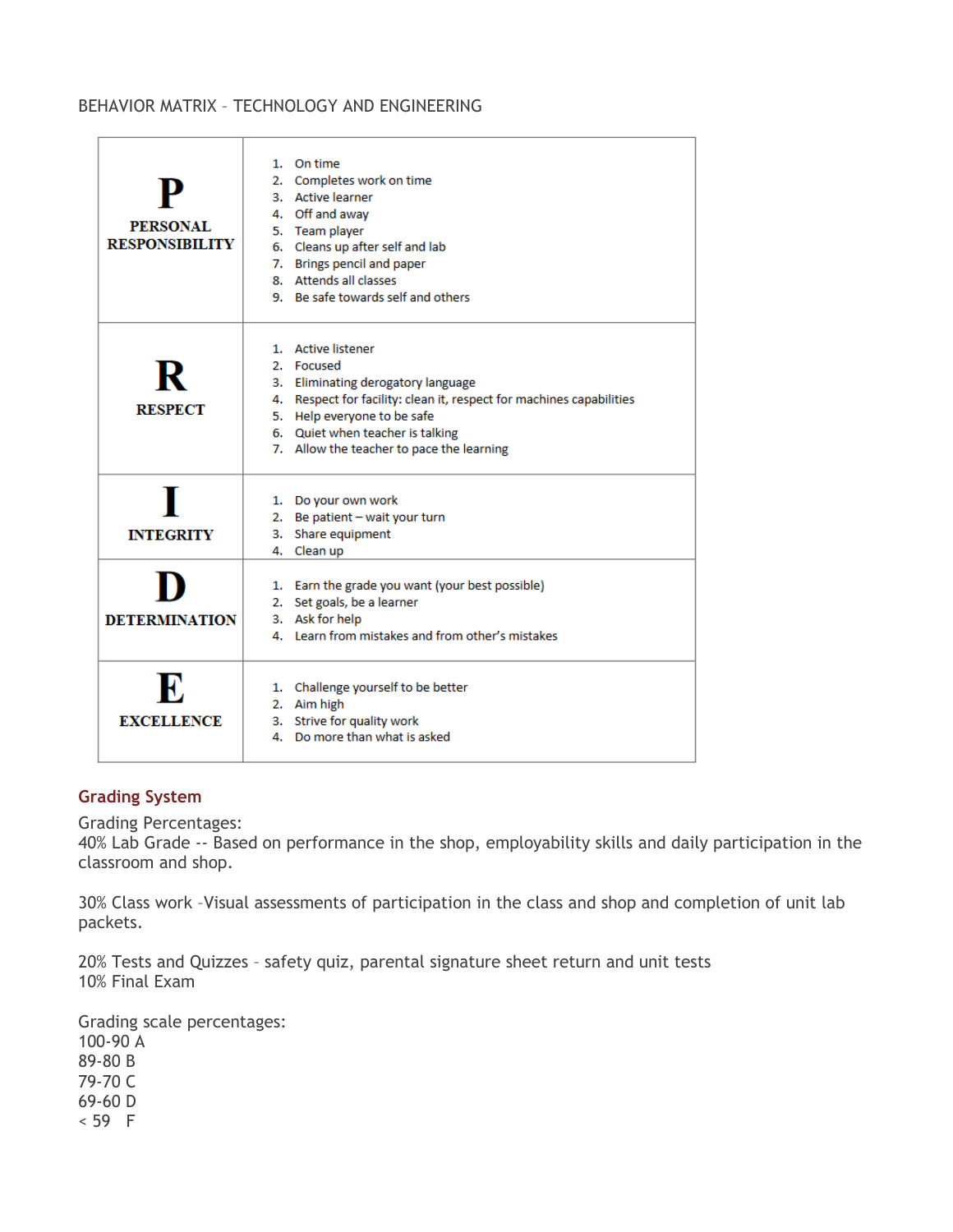BEHAVIOR MATRIX – TECHNOLOGY AND ENGINEERING

| | |
|---|---|
| **P** PERSONAL RESPONSIBILITY | 1. On time<br>2. Completes work on time<br>3. Active learner<br>4. Off and away<br>5. Team player<br>6. Cleans up after self and lab<br>7. Brings pencil and paper<br>8. Attends all classes<br>9. Be safe towards self and others |
| **R** RESPECT | 1. Active listener<br>2. Focused<br>3. Eliminating derogatory language<br>4. Respect for facility: clean it, respect for machines capabilities<br>5. Help everyone to be safe<br>6. Quiet when teacher is talking<br>7. Allow the teacher to pace the learning |
| **I** INTEGRITY | 1. Do your own work<br>2. Be patient – wait your turn<br>3. Share equipment<br>4. Clean up |
| **D** DETERMINATION | 1. Earn the grade you want (your best possible)<br>2. Set goals, be a learner<br>3. Ask for help<br>4. Learn from mistakes and from other's mistakes |
| **E** EXCELLENCE | 1. Challenge yourself to be better<br>2. Aim high<br>3. Strive for quality work<br>4. Do more than what is asked |

## Grading System

Grading Percentages:
40% Lab Grade -- Based on performance in the shop, employability skills and daily participation in the classroom and shop.

30% Class work –Visual assessments of participation in the class and shop and completion of unit lab packets.

20% Tests and Quizzes – safety quiz, parental signature sheet return and unit tests
10% Final Exam

Grading scale percentages:
100-90 A
89-80 B
79-70 C
69-60 D
< 59 F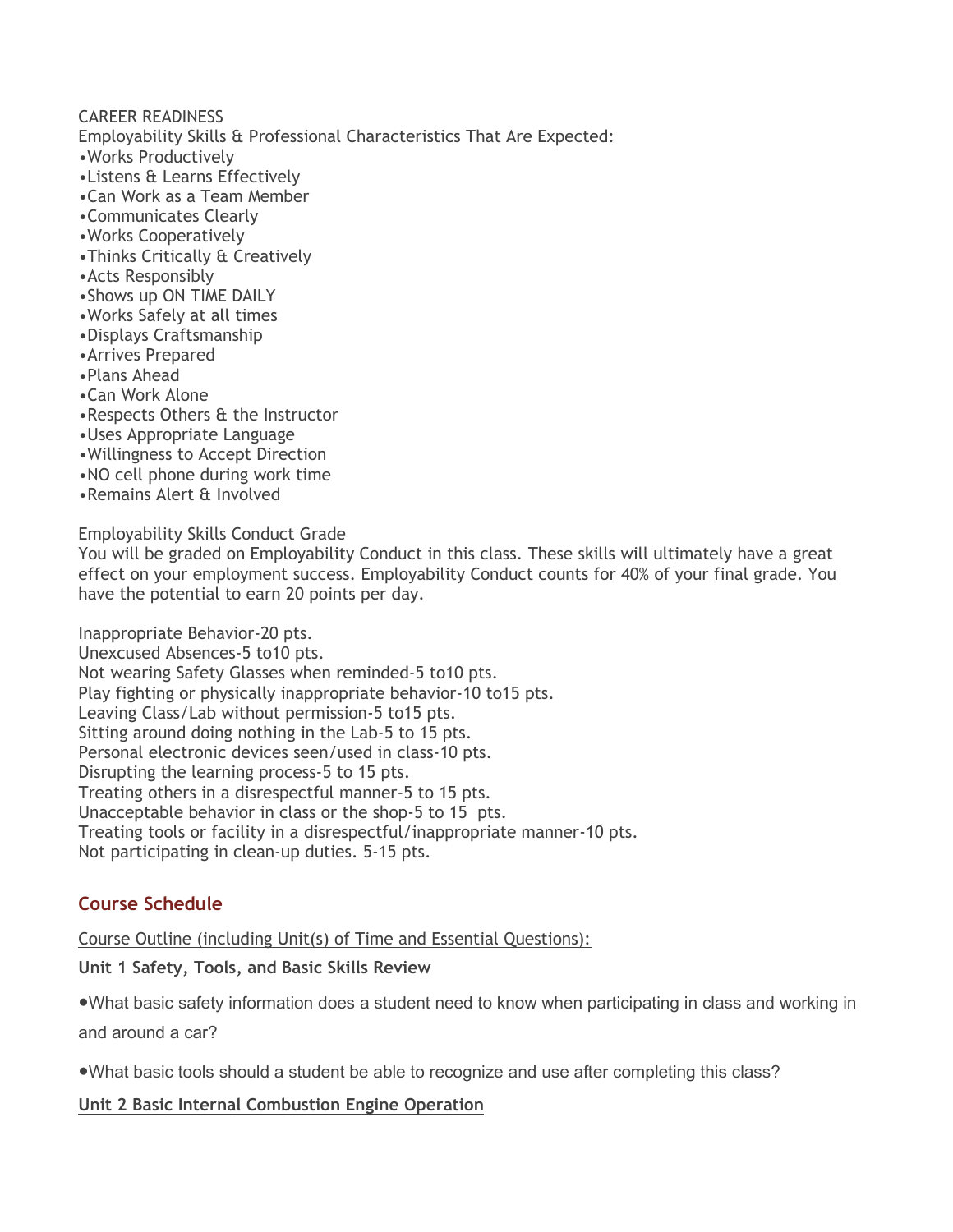CAREER READINESS

Employability Skills & Professional Characteristics That Are Expected:

- •Works Productively
- •Listens & Learns Effectively
- •Can Work as a Team Member
- •Communicates Clearly
- •Works Cooperatively
- •Thinks Critically & Creatively
- •Acts Responsibly
- •Shows up ON TIME DAILY
- •Works Safely at all times
- •Displays Craftsmanship
- •Arrives Prepared
- •Plans Ahead
- •Can Work Alone
- •Respects Others & the Instructor
- •Uses Appropriate Language
- •Willingness to Accept Direction
- •NO cell phone during work time
- •Remains Alert & Involved

Employability Skills Conduct Grade

You will be graded on Employability Conduct in this class. These skills will ultimately have a great effect on your employment success. Employability Conduct counts for 40% of your final grade. You have the potential to earn 20 points per day.

Inappropriate Behavior-20 pts.
Unexcused Absences-5 to10 pts.
Not wearing Safety Glasses when reminded-5 to10 pts.
Play fighting or physically inappropriate behavior-10 to15 pts.
Leaving Class/Lab without permission-5 to15 pts.
Sitting around doing nothing in the Lab-5 to 15 pts.
Personal electronic devices seen/used in class-10 pts.
Disrupting the learning process-5 to 15 pts.
Treating others in a disrespectful manner-5 to 15 pts.
Unacceptable behavior in class or the shop-5 to 15 pts.
Treating tools or facility in a disrespectful/inappropriate manner-10 pts.
Not participating in clean-up duties. 5-15 pts.

## Course Schedule

<u>Course Outline (including Unit(s) of Time and Essential Questions):</u>

**Unit 1 Safety, Tools, and Basic Skills Review**

- What basic safety information does a student need to know when participating in class and working in and around a car?
- What basic tools should a student be able to recognize and use after completing this class?

**<u>Unit 2 Basic Internal Combustion Engine Operation</u>**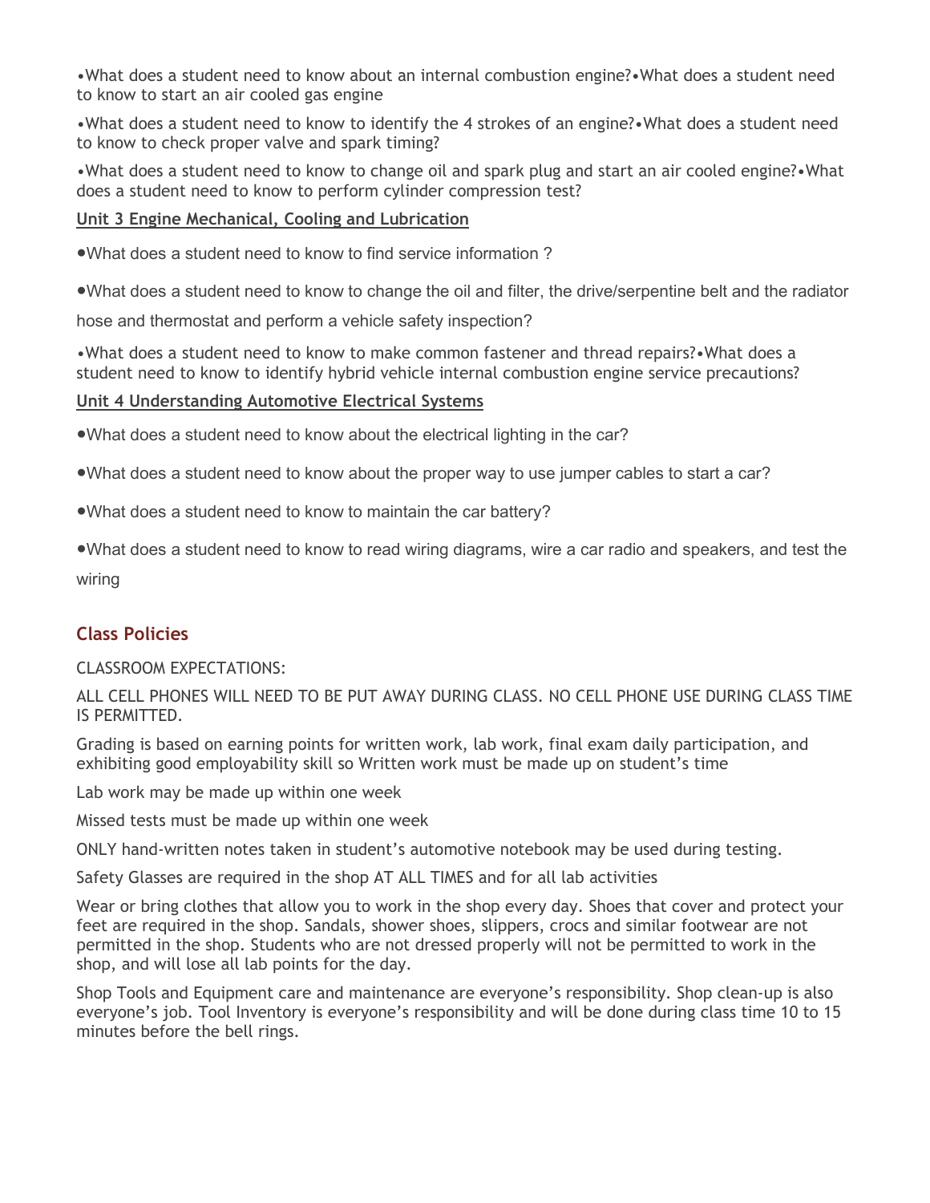•What does a student need to know about an internal combustion engine?•What does a student need to know to start an air cooled gas engine

•What does a student need to know to identify the 4 strokes of an engine?•What does a student need to know to check proper valve and spark timing?

•What does a student need to know to change oil and spark plug and start an air cooled engine?•What does a student need to know to perform cylinder compression test?

**Unit 3 Engine Mechanical, Cooling and Lubrication**

- What does a student need to know to find service information ?
- What does a student need to know to change the oil and filter, the drive/serpentine belt and the radiator hose and thermostat and perform a vehicle safety inspection?

•What does a student need to know to make common fastener and thread repairs?•What does a student need to know to identify hybrid vehicle internal combustion engine service precautions?

**Unit 4 Understanding Automotive Electrical Systems**

- What does a student need to know about the electrical lighting in the car?
- What does a student need to know about the proper way to use jumper cables to start a car?
- What does a student need to know to maintain the car battery?
- What does a student need to know to read wiring diagrams, wire a car radio and speakers, and test the wiring

## Class Policies

CLASSROOM EXPECTATIONS:

ALL CELL PHONES WILL NEED TO BE PUT AWAY DURING CLASS. NO CELL PHONE USE DURING CLASS TIME IS PERMITTED.

Grading is based on earning points for written work, lab work, final exam daily participation, and exhibiting good employability skill so Written work must be made up on student's time

Lab work may be made up within one week

Missed tests must be made up within one week

ONLY hand-written notes taken in student's automotive notebook may be used during testing.

Safety Glasses are required in the shop AT ALL TIMES and for all lab activities

Wear or bring clothes that allow you to work in the shop every day. Shoes that cover and protect your feet are required in the shop. Sandals, shower shoes, slippers, crocs and similar footwear are not permitted in the shop. Students who are not dressed properly will not be permitted to work in the shop, and will lose all lab points for the day.

Shop Tools and Equipment care and maintenance are everyone's responsibility. Shop clean-up is also everyone's job. Tool Inventory is everyone's responsibility and will be done during class time 10 to 15 minutes before the bell rings.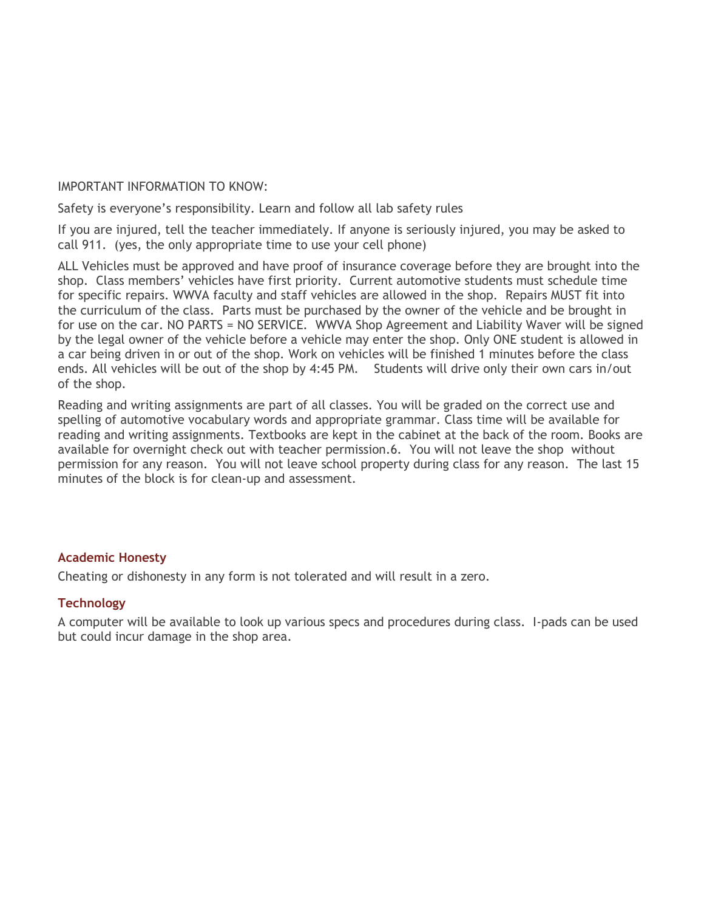IMPORTANT INFORMATION TO KNOW:

Safety is everyone's responsibility. Learn and follow all lab safety rules

If you are injured, tell the teacher immediately. If anyone is seriously injured, you may be asked to call 911. (yes, the only appropriate time to use your cell phone)

ALL Vehicles must be approved and have proof of insurance coverage before they are brought into the shop. Class members' vehicles have first priority. Current automotive students must schedule time for specific repairs. WWVA faculty and staff vehicles are allowed in the shop. Repairs MUST fit into the curriculum of the class. Parts must be purchased by the owner of the vehicle and be brought in for use on the car. NO PARTS = NO SERVICE. WWVA Shop Agreement and Liability Waver will be signed by the legal owner of the vehicle before a vehicle may enter the shop. Only ONE student is allowed in a car being driven in or out of the shop. Work on vehicles will be finished 1 minutes before the class ends. All vehicles will be out of the shop by 4:45 PM. Students will drive only their own cars in/out of the shop.

Reading and writing assignments are part of all classes. You will be graded on the correct use and spelling of automotive vocabulary words and appropriate grammar. Class time will be available for reading and writing assignments. Textbooks are kept in the cabinet at the back of the room. Books are available for overnight check out with teacher permission.6. You will not leave the shop without permission for any reason. You will not leave school property during class for any reason. The last 15 minutes of the block is for clean-up and assessment.

### Academic Honesty

Cheating or dishonesty in any form is not tolerated and will result in a zero.

### Technology

A computer will be available to look up various specs and procedures during class. I-pads can be used but could incur damage in the shop area.